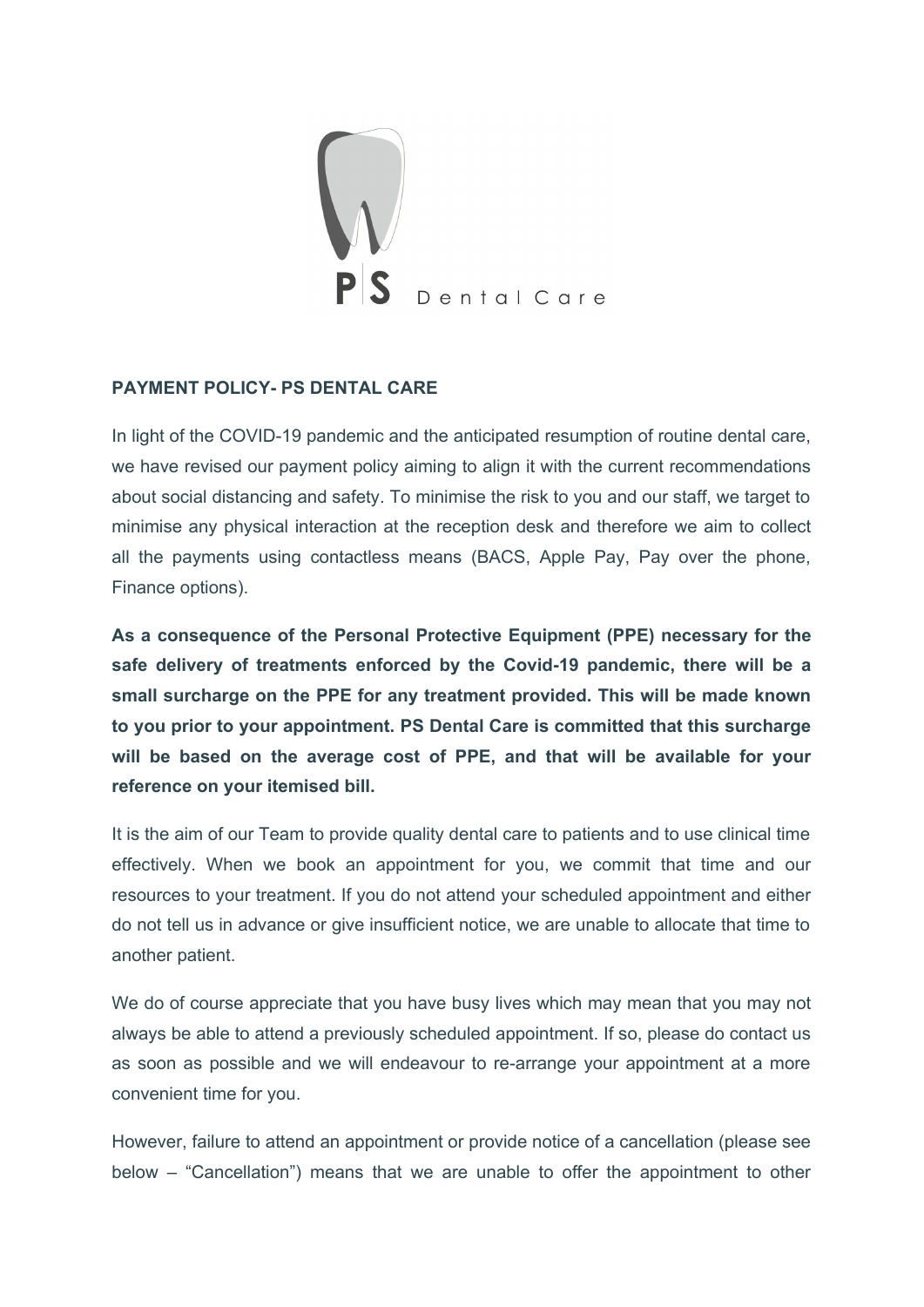PS Dental Care

**PAYMENT POLICY- PS DENTAL CARE**

In light of the COVID-19 pandemic and the anticipated resumption of routine dental care, we have revised our payment policy aiming to align it with the current recommendations about social distancing and safety. To minimise the risk to you and our staff, we target to minimise any physical interaction at the reception desk and therefore we aim to collect all the payments using contactless means (BACS, Apple Pay, Pay over the phone, Finance options).

**As a consequence of the Personal Protective Equipment (PPE) necessary for the safe delivery of treatments enforced by the Covid-19 pandemic, there will be a small surcharge on the PPE for any treatment provided. This will be made known to you prior to your appointment. PS Dental Care is committed that this surcharge will be based on the average cost of PPE, and that will be available for your reference on your itemised bill.**

It is the aim of our Team to provide quality dental care to patients and to use clinical time effectively. When we book an appointment for you, we commit that time and our resources to your treatment. If you do not attend your scheduled appointment and either do not tell us in advance or give insufficient notice, we are unable to allocate that time to another patient.

We do of course appreciate that you have busy lives which may mean that you may not always be able to attend a previously scheduled appointment. If so, please do contact us as soon as possible and we will endeavour to re-arrange your appointment at a more convenient time for you.

However, failure to attend an appointment or provide notice of a cancellation (please see below – "Cancellation") means that we are unable to offer the appointment to other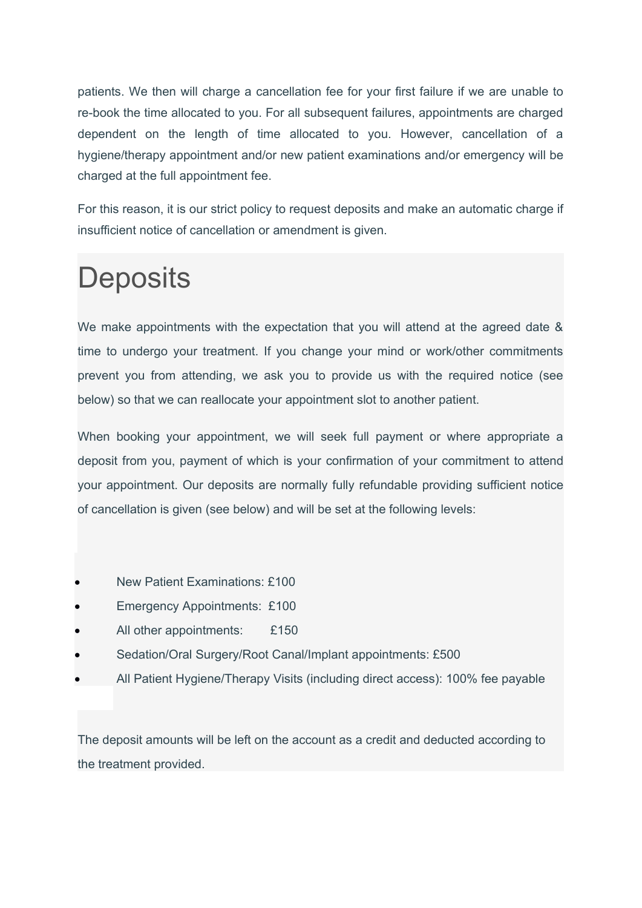patients. We then will charge a cancellation fee for your first failure if we are unable to re-book the time allocated to you. For all subsequent failures, appointments are charged dependent on the length of time allocated to you. However, cancellation of a hygiene/therapy appointment and/or new patient examinations and/or emergency will be charged at the full appointment fee.

For this reason, it is our strict policy to request deposits and make an automatic charge if insufficient notice of cancellation or amendment is given.

# Deposits

We make appointments with the expectation that you will attend at the agreed date & time to undergo your treatment. If you change your mind or work/other commitments prevent you from attending, we ask you to provide us with the required notice (see below) so that we can reallocate your appointment slot to another patient.

When booking your appointment, we will seek full payment or where appropriate a deposit from you, payment of which is your confirmation of your commitment to attend your appointment. Our deposits are normally fully refundable providing sufficient notice of cancellation is given (see below) and will be set at the following levels:

- New Patient Examinations: £100
- Emergency Appointments: £100
- All other appointments: £150
- Sedation/Oral Surgery/Root Canal/Implant appointments: £500
- All Patient Hygiene/Therapy Visits (including direct access): 100% fee payable

The deposit amounts will be left on the account as a credit and deducted according to the treatment provided.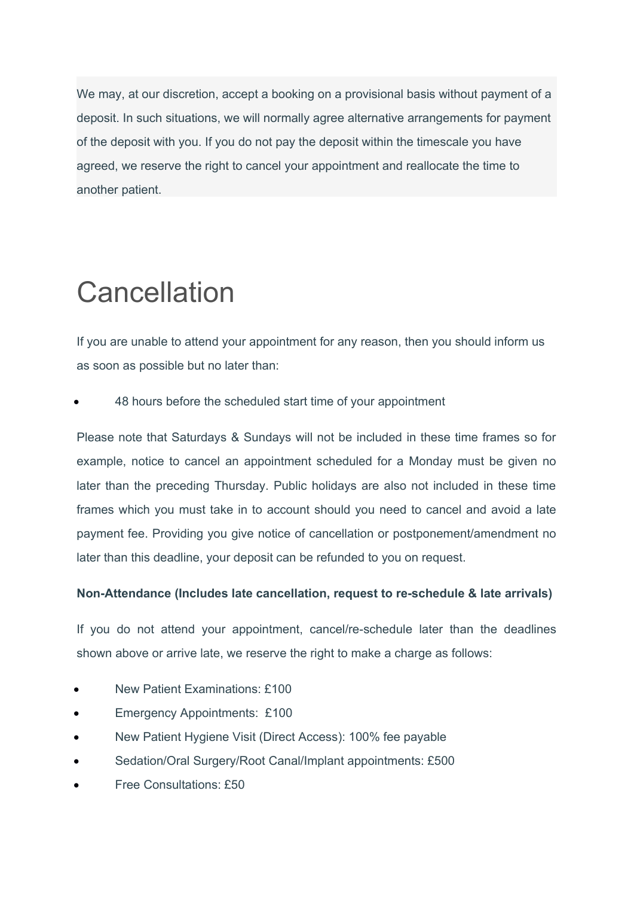We may, at our discretion, accept a booking on a provisional basis without payment of a deposit. In such situations, we will normally agree alternative arrangements for payment of the deposit with you. If you do not pay the deposit within the timescale you have agreed, we reserve the right to cancel your appointment and reallocate the time to another patient.

# Cancellation

If you are unable to attend your appointment for any reason, then you should inform us as soon as possible but no later than:

- 48 hours before the scheduled start time of your appointment

Please note that Saturdays & Sundays will not be included in these time frames so for example, notice to cancel an appointment scheduled for a Monday must be given no later than the preceding Thursday. Public holidays are also not included in these time frames which you must take in to account should you need to cancel and avoid a late payment fee. Providing you give notice of cancellation or postponement/amendment no later than this deadline, your deposit can be refunded to you on request.

**Non-Attendance (Includes late cancellation, request to re-schedule & late arrivals)**

If you do not attend your appointment, cancel/re-schedule later than the deadlines shown above or arrive late, we reserve the right to make a charge as follows:

- New Patient Examinations: £100
- Emergency Appointments: £100
- New Patient Hygiene Visit (Direct Access): 100% fee payable
- Sedation/Oral Surgery/Root Canal/Implant appointments: £500
- Free Consultations: £50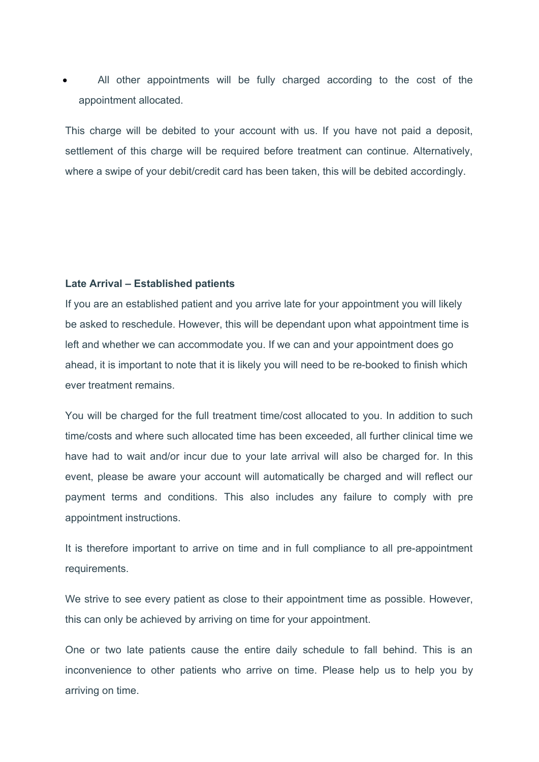- All other appointments will be fully charged according to the cost of the appointment allocated.

This charge will be debited to your account with us. If you have not paid a deposit, settlement of this charge will be required before treatment can continue. Alternatively, where a swipe of your debit/credit card has been taken, this will be debited accordingly.

**Late Arrival – Established patients**

If you are an established patient and you arrive late for your appointment you will likely be asked to reschedule. However, this will be dependant upon what appointment time is left and whether we can accommodate you. If we can and your appointment does go ahead, it is important to note that it is likely you will need to be re-booked to finish which ever treatment remains.

You will be charged for the full treatment time/cost allocated to you. In addition to such time/costs and where such allocated time has been exceeded, all further clinical time we have had to wait and/or incur due to your late arrival will also be charged for. In this event, please be aware your account will automatically be charged and will reflect our payment terms and conditions. This also includes any failure to comply with pre appointment instructions.

It is therefore important to arrive on time and in full compliance to all pre-appointment requirements.

We strive to see every patient as close to their appointment time as possible. However, this can only be achieved by arriving on time for your appointment.

One or two late patients cause the entire daily schedule to fall behind. This is an inconvenience to other patients who arrive on time. Please help us to help you by arriving on time.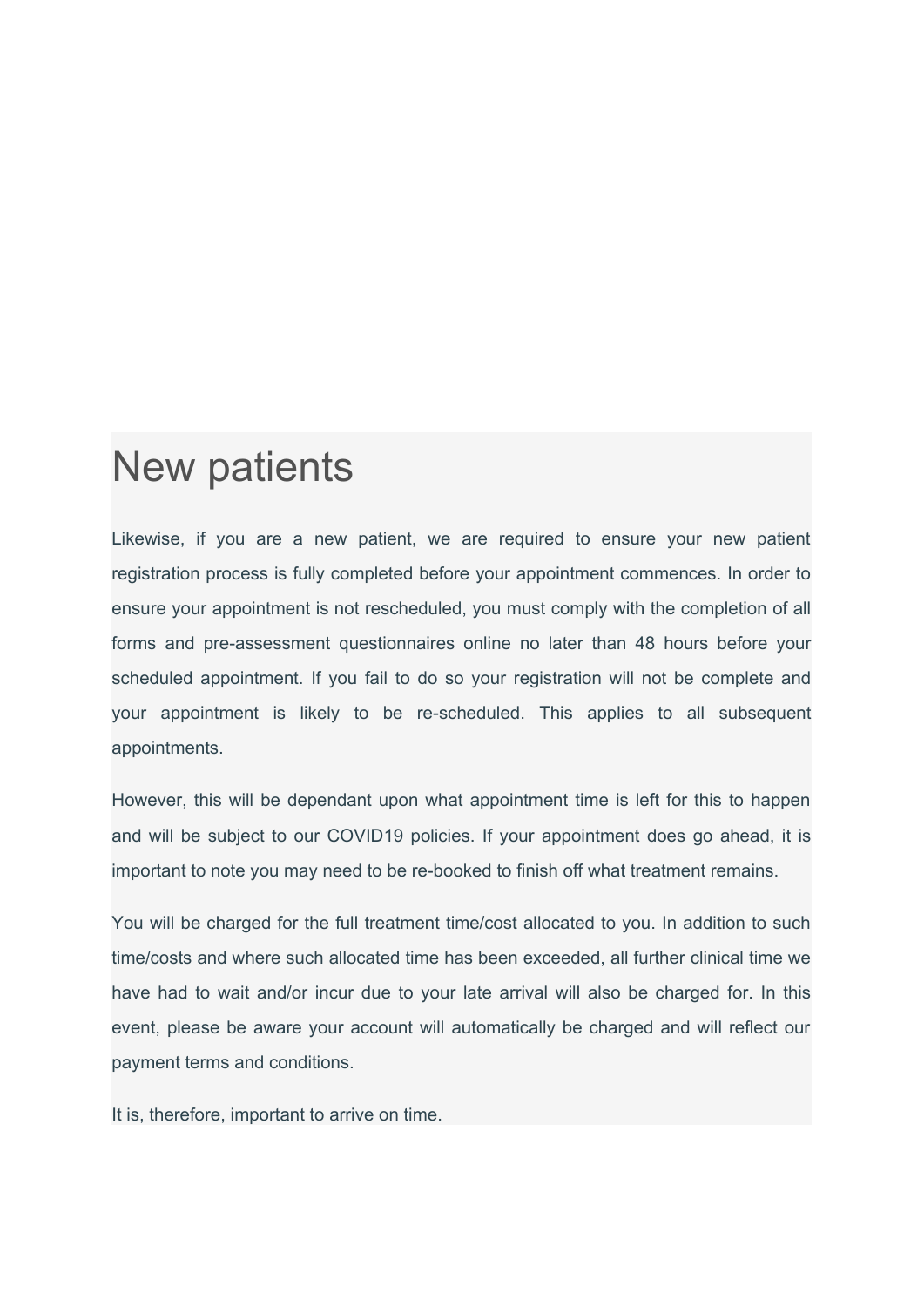# New patients

Likewise, if you are a new patient, we are required to ensure your new patient registration process is fully completed before your appointment commences. In order to ensure your appointment is not rescheduled, you must comply with the completion of all forms and pre-assessment questionnaires online no later than 48 hours before your scheduled appointment. If you fail to do so your registration will not be complete and your appointment is likely to be re-scheduled. This applies to all subsequent appointments.

However, this will be dependant upon what appointment time is left for this to happen and will be subject to our COVID19 policies. If your appointment does go ahead, it is important to note you may need to be re-booked to finish off what treatment remains.

You will be charged for the full treatment time/cost allocated to you. In addition to such time/costs and where such allocated time has been exceeded, all further clinical time we have had to wait and/or incur due to your late arrival will also be charged for. In this event, please be aware your account will automatically be charged and will reflect our payment terms and conditions.

It is, therefore, important to arrive on time.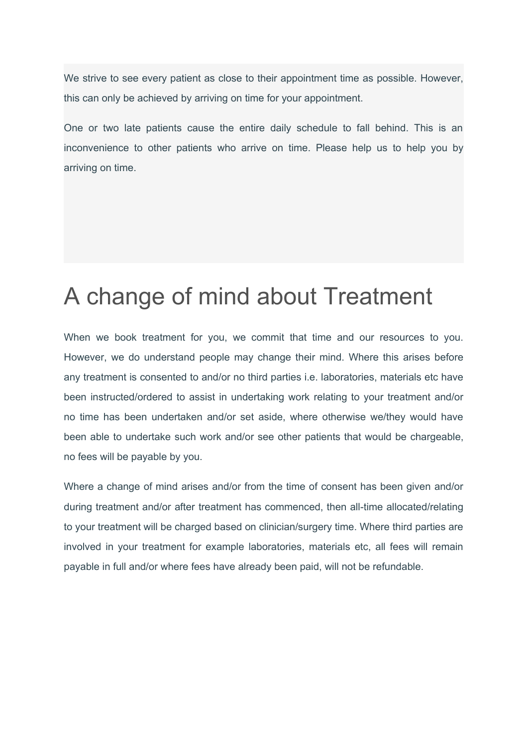We strive to see every patient as close to their appointment time as possible. However, this can only be achieved by arriving on time for your appointment.

One or two late patients cause the entire daily schedule to fall behind. This is an inconvenience to other patients who arrive on time. Please help us to help you by arriving on time.

# A change of mind about Treatment

When we book treatment for you, we commit that time and our resources to you. However, we do understand people may change their mind. Where this arises before any treatment is consented to and/or no third parties i.e. laboratories, materials etc have been instructed/ordered to assist in undertaking work relating to your treatment and/or no time has been undertaken and/or set aside, where otherwise we/they would have been able to undertake such work and/or see other patients that would be chargeable, no fees will be payable by you.

Where a change of mind arises and/or from the time of consent has been given and/or during treatment and/or after treatment has commenced, then all-time allocated/relating to your treatment will be charged based on clinician/surgery time. Where third parties are involved in your treatment for example laboratories, materials etc, all fees will remain payable in full and/or where fees have already been paid, will not be refundable.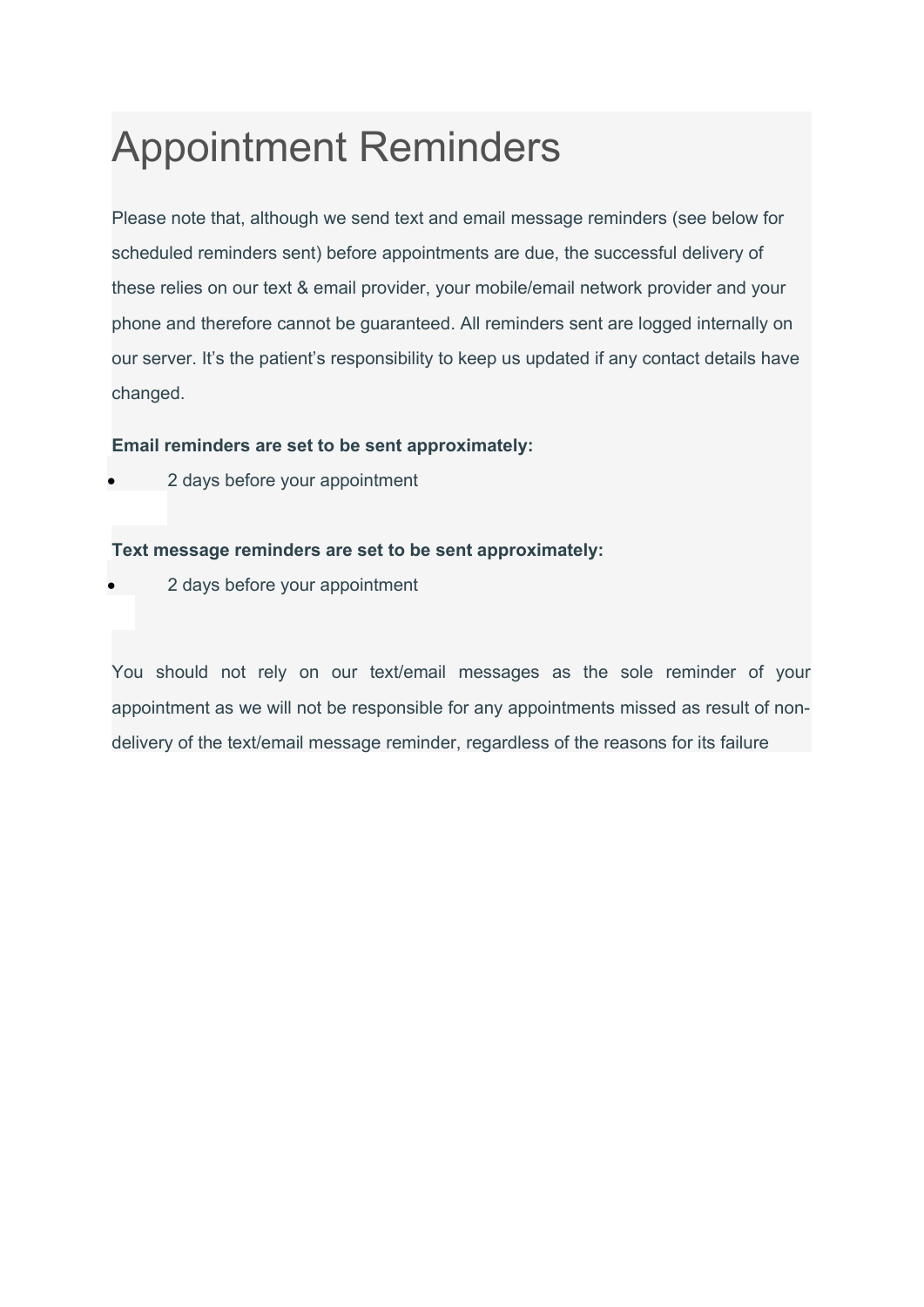# Appointment Reminders

Please note that, although we send text and email message reminders (see below for scheduled reminders sent) before appointments are due, the successful delivery of these relies on our text & email provider, your mobile/email network provider and your phone and therefore cannot be guaranteed. All reminders sent are logged internally on our server. It's the patient's responsibility to keep us updated if any contact details have changed.

**Email reminders are set to be sent approximately:**

- 2 days before your appointment

**Text message reminders are set to be sent approximately:**

- 2 days before your appointment

You should not rely on our text/email messages as the sole reminder of your appointment as we will not be responsible for any appointments missed as result of non-delivery of the text/email message reminder, regardless of the reasons for its failure